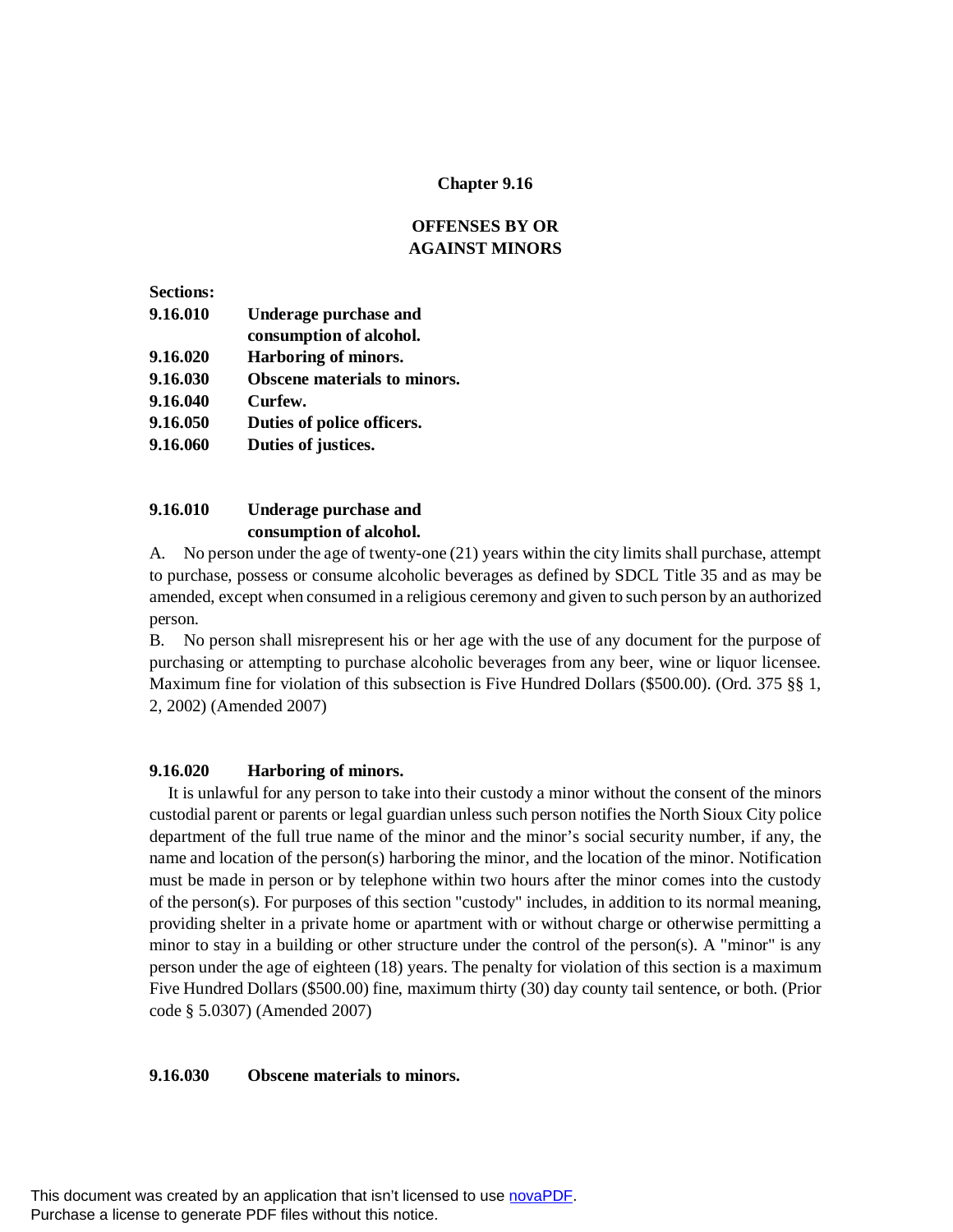# Chapter 9.16

## OFFENSES BY OR AGAINST MINORS

**Sections:**

- **9.16.010 Underage purchase and consumption of alcohol.**
- **9.16.020 Harboring of minors.**
- **9.16.030 Obscene materials to minors.**
- **9.16.040 Curfew.**
- **9.16.050 Duties of police officers.**
- **9.16.060 Duties of justices.**

### 9.16.010 Underage purchase and consumption of alcohol.

A. No person under the age of twenty-one (21) years within the city limits shall purchase, attempt to purchase, possess or consume alcoholic beverages as defined by SDCL Title 35 and as may be amended, except when consumed in a religious ceremony and given to such person by an authorized person.

B. No person shall misrepresent his or her age with the use of any document for the purpose of purchasing or attempting to purchase alcoholic beverages from any beer, wine or liquor licensee. Maximum fine for violation of this subsection is Five Hundred Dollars ($500.00). (Ord. 375 §§ 1, 2, 2002) (Amended 2007)

### 9.16.020 Harboring of minors.

It is unlawful for any person to take into their custody a minor without the consent of the minors custodial parent or parents or legal guardian unless such person notifies the North Sioux City police department of the full true name of the minor and the minor's social security number, if any, the name and location of the person(s) harboring the minor, and the location of the minor. Notification must be made in person or by telephone within two hours after the minor comes into the custody of the person(s). For purposes of this section "custody" includes, in addition to its normal meaning, providing shelter in a private home or apartment with or without charge or otherwise permitting a minor to stay in a building or other structure under the control of the person(s). A "minor" is any person under the age of eighteen (18) years. The penalty for violation of this section is a maximum Five Hundred Dollars ($500.00) fine, maximum thirty (30) day county tail sentence, or both. (Prior code § 5.0307) (Amended 2007)

### 9.16.030 Obscene materials to minors.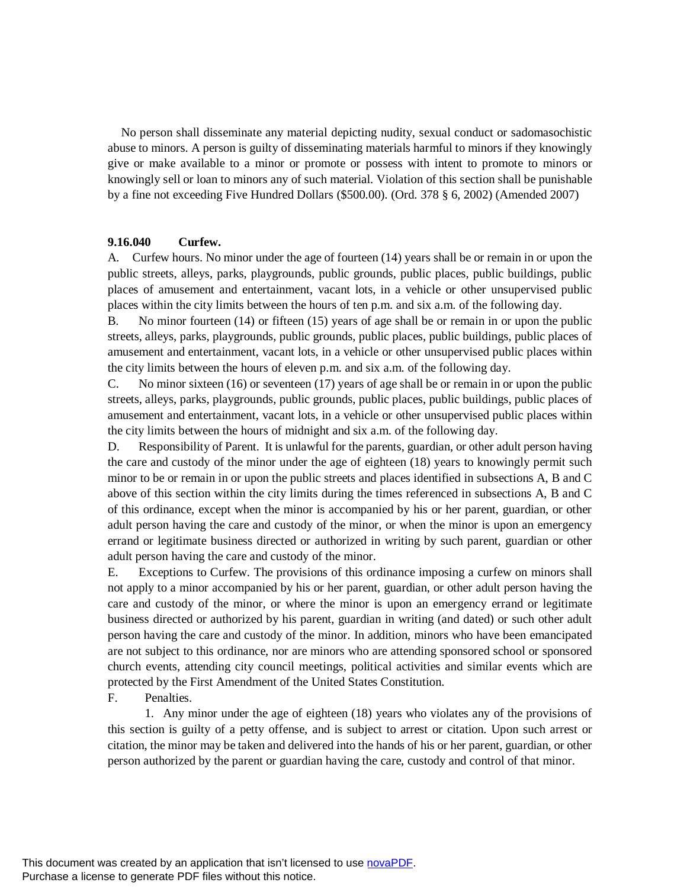No person shall disseminate any material depicting nudity, sexual conduct or sadomasochistic abuse to minors. A person is guilty of disseminating materials harmful to minors if they knowingly give or make available to a minor or promote or possess with intent to promote to minors or knowingly sell or loan to minors any of such material. Violation of this section shall be punishable by a fine not exceeding Five Hundred Dollars ($500.00). (Ord. 378 § 6, 2002) (Amended 2007)

**9.16.040 Curfew.**

A. Curfew hours. No minor under the age of fourteen (14) years shall be or remain in or upon the public streets, alleys, parks, playgrounds, public grounds, public places, public buildings, public places of amusement and entertainment, vacant lots, in a vehicle or other unsupervised public places within the city limits between the hours of ten p.m. and six a.m. of the following day.

B. No minor fourteen (14) or fifteen (15) years of age shall be or remain in or upon the public streets, alleys, parks, playgrounds, public grounds, public places, public buildings, public places of amusement and entertainment, vacant lots, in a vehicle or other unsupervised public places within the city limits between the hours of eleven p.m. and six a.m. of the following day.

C. No minor sixteen (16) or seventeen (17) years of age shall be or remain in or upon the public streets, alleys, parks, playgrounds, public grounds, public places, public buildings, public places of amusement and entertainment, vacant lots, in a vehicle or other unsupervised public places within the city limits between the hours of midnight and six a.m. of the following day.

D. Responsibility of Parent. It is unlawful for the parents, guardian, or other adult person having the care and custody of the minor under the age of eighteen (18) years to knowingly permit such minor to be or remain in or upon the public streets and places identified in subsections A, B and C above of this section within the city limits during the times referenced in subsections A, B and C of this ordinance, except when the minor is accompanied by his or her parent, guardian, or other adult person having the care and custody of the minor, or when the minor is upon an emergency errand or legitimate business directed or authorized in writing by such parent, guardian or other adult person having the care and custody of the minor.

E. Exceptions to Curfew. The provisions of this ordinance imposing a curfew on minors shall not apply to a minor accompanied by his or her parent, guardian, or other adult person having the care and custody of the minor, or where the minor is upon an emergency errand or legitimate business directed or authorized by his parent, guardian in writing (and dated) or such other adult person having the care and custody of the minor. In addition, minors who have been emancipated are not subject to this ordinance, nor are minors who are attending sponsored school or sponsored church events, attending city council meetings, political activities and similar events which are protected by the First Amendment of the United States Constitution.

F. Penalties.

1. Any minor under the age of eighteen (18) years who violates any of the provisions of this section is guilty of a petty offense, and is subject to arrest or citation. Upon such arrest or citation, the minor may be taken and delivered into the hands of his or her parent, guardian, or other person authorized by the parent or guardian having the care, custody and control of that minor.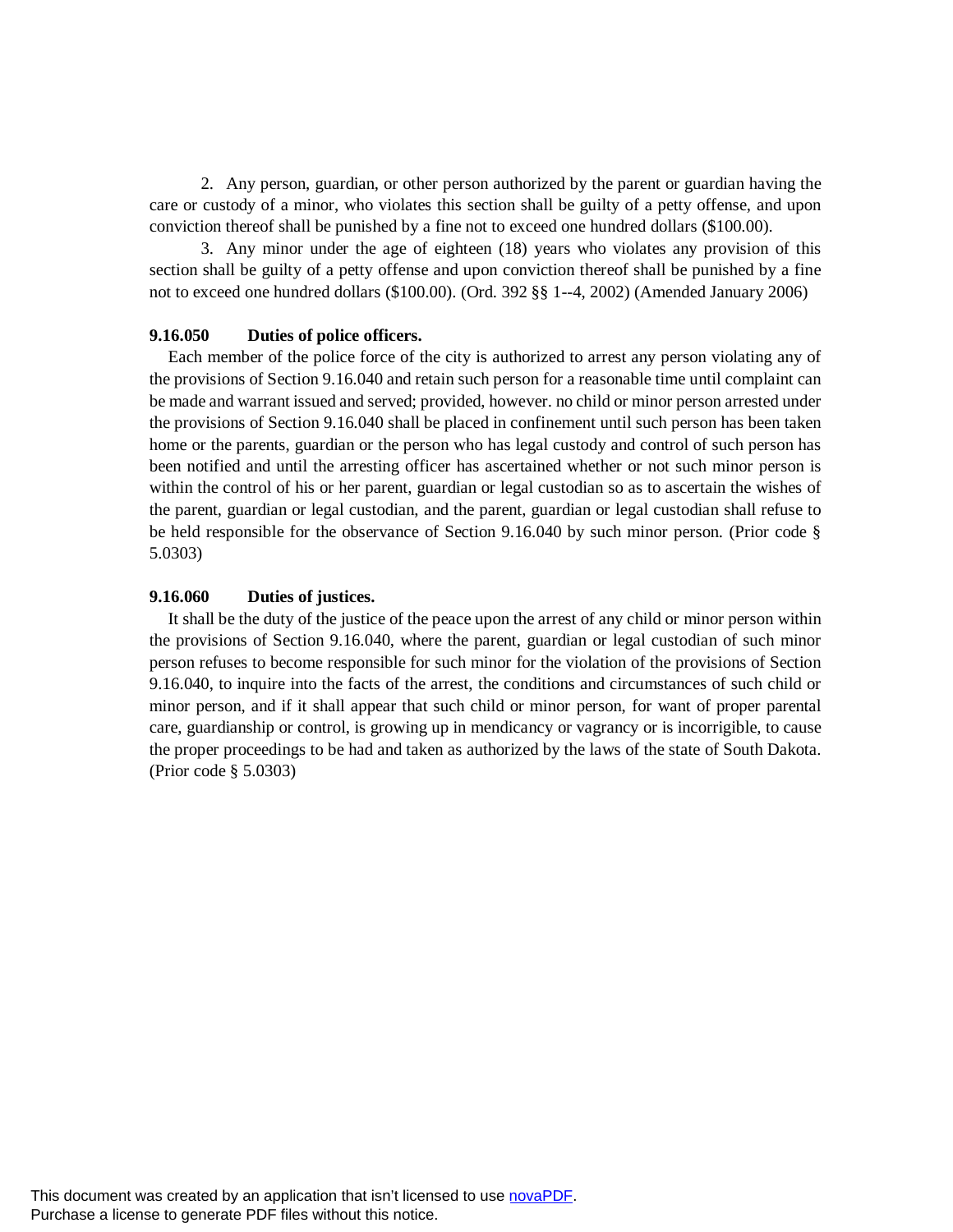2. Any person, guardian, or other person authorized by the parent or guardian having the care or custody of a minor, who violates this section shall be guilty of a petty offense, and upon conviction thereof shall be punished by a fine not to exceed one hundred dollars ($100.00).

3. Any minor under the age of eighteen (18) years who violates any provision of this section shall be guilty of a petty offense and upon conviction thereof shall be punished by a fine not to exceed one hundred dollars ($100.00). (Ord. 392 §§ 1--4, 2002) (Amended January 2006)

**9.16.050 Duties of police officers.**

Each member of the police force of the city is authorized to arrest any person violating any of the provisions of Section 9.16.040 and retain such person for a reasonable time until complaint can be made and warrant issued and served; provided, however. no child or minor person arrested under the provisions of Section 9.16.040 shall be placed in confinement until such person has been taken home or the parents, guardian or the person who has legal custody and control of such person has been notified and until the arresting officer has ascertained whether or not such minor person is within the control of his or her parent, guardian or legal custodian so as to ascertain the wishes of the parent, guardian or legal custodian, and the parent, guardian or legal custodian shall refuse to be held responsible for the observance of Section 9.16.040 by such minor person. (Prior code § 5.0303)

**9.16.060 Duties of justices.**

It shall be the duty of the justice of the peace upon the arrest of any child or minor person within the provisions of Section 9.16.040, where the parent, guardian or legal custodian of such minor person refuses to become responsible for such minor for the violation of the provisions of Section 9.16.040, to inquire into the facts of the arrest, the conditions and circumstances of such child or minor person, and if it shall appear that such child or minor person, for want of proper parental care, guardianship or control, is growing up in mendicancy or vagrancy or is incorrigible, to cause the proper proceedings to be had and taken as authorized by the laws of the state of South Dakota. (Prior code § 5.0303)